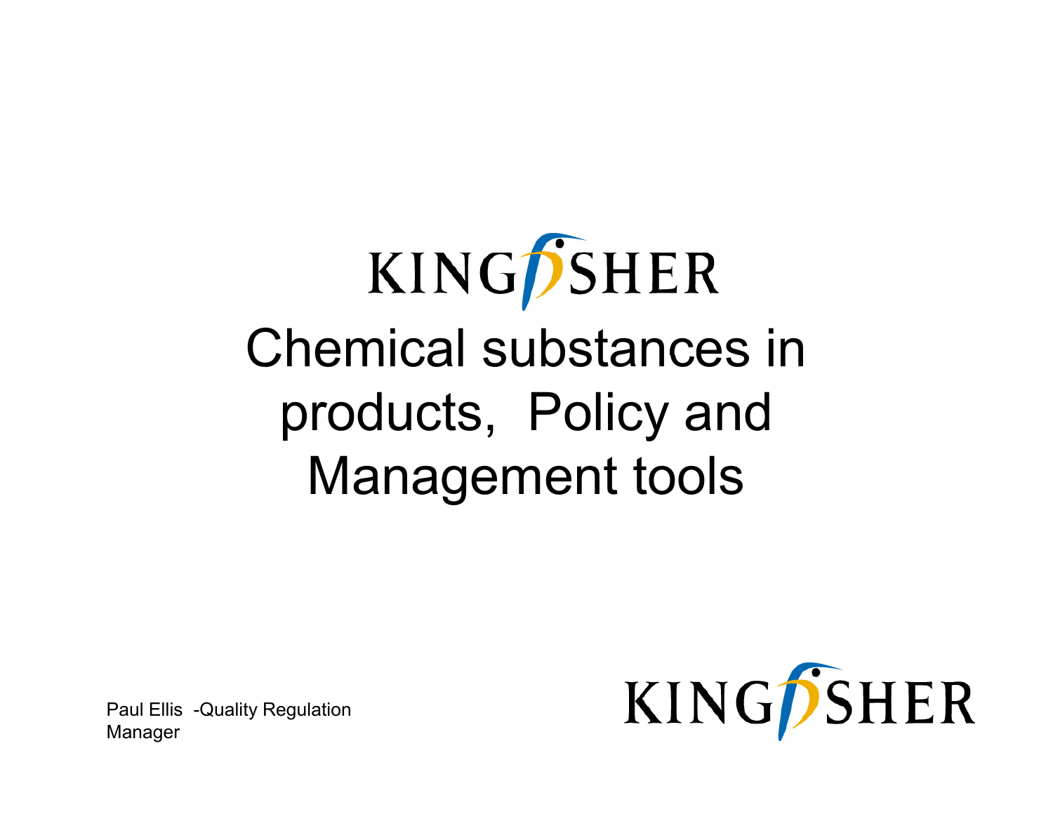KINGFISHER

# Chemical substances in products, Policy and Management tools

Paul Ellis -Quality Regulation Manager

KINGFISHER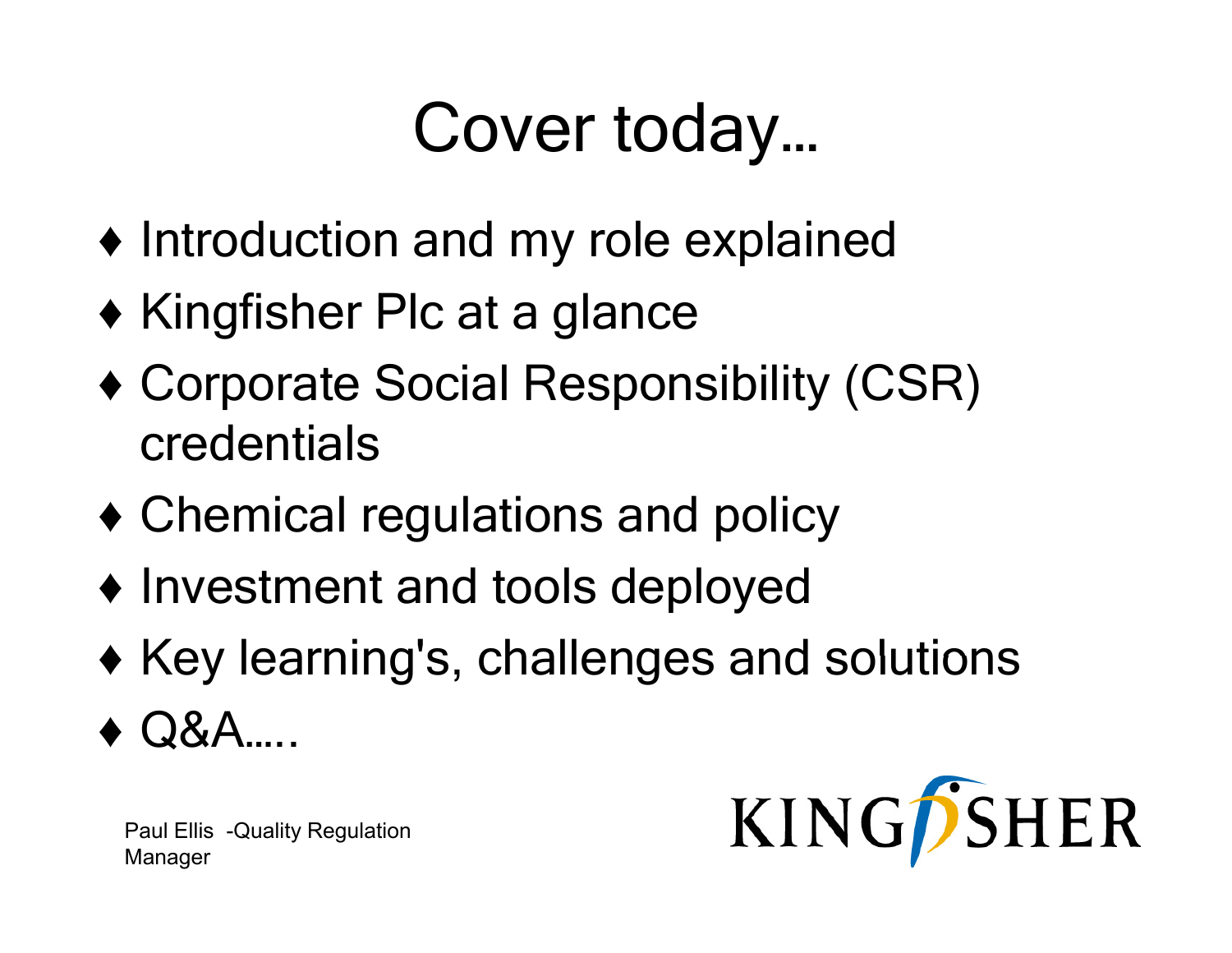# Cover today…

- Introduction and my role explained
- Kingfisher Plc at a glance
- Corporate Social Responsibility (CSR) credentials
- Chemical regulations and policy
- Investment and tools deployed
- Key learning's, challenges and solutions
- Q&A…..

Paul Ellis -Quality Regulation Manager

KINGFISHER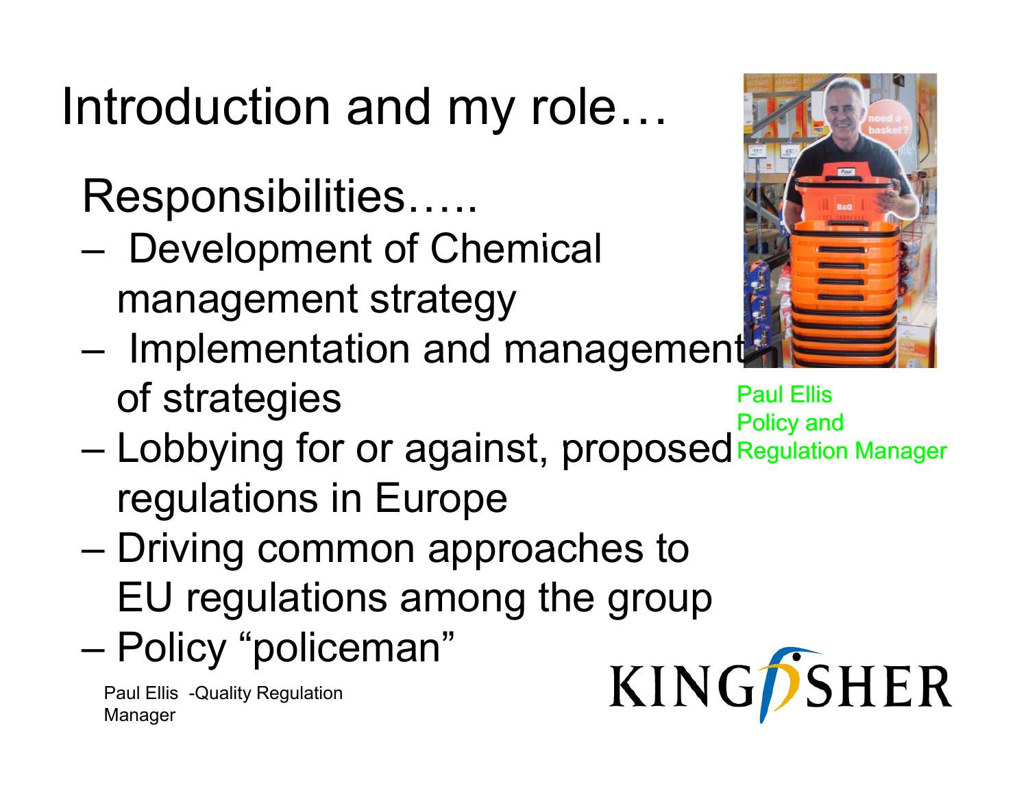# Introduction and my role…

## Responsibilities…..

- Development of Chemical management strategy
- Implementation and management of strategies
- Lobbying for or against, proposed regulations in Europe
- Driving common approaches to EU regulations among the group
- Policy "policeman"

Paul Ellis
Policy and
Regulation Manager

Paul Ellis -Quality Regulation Manager

KINGFISHER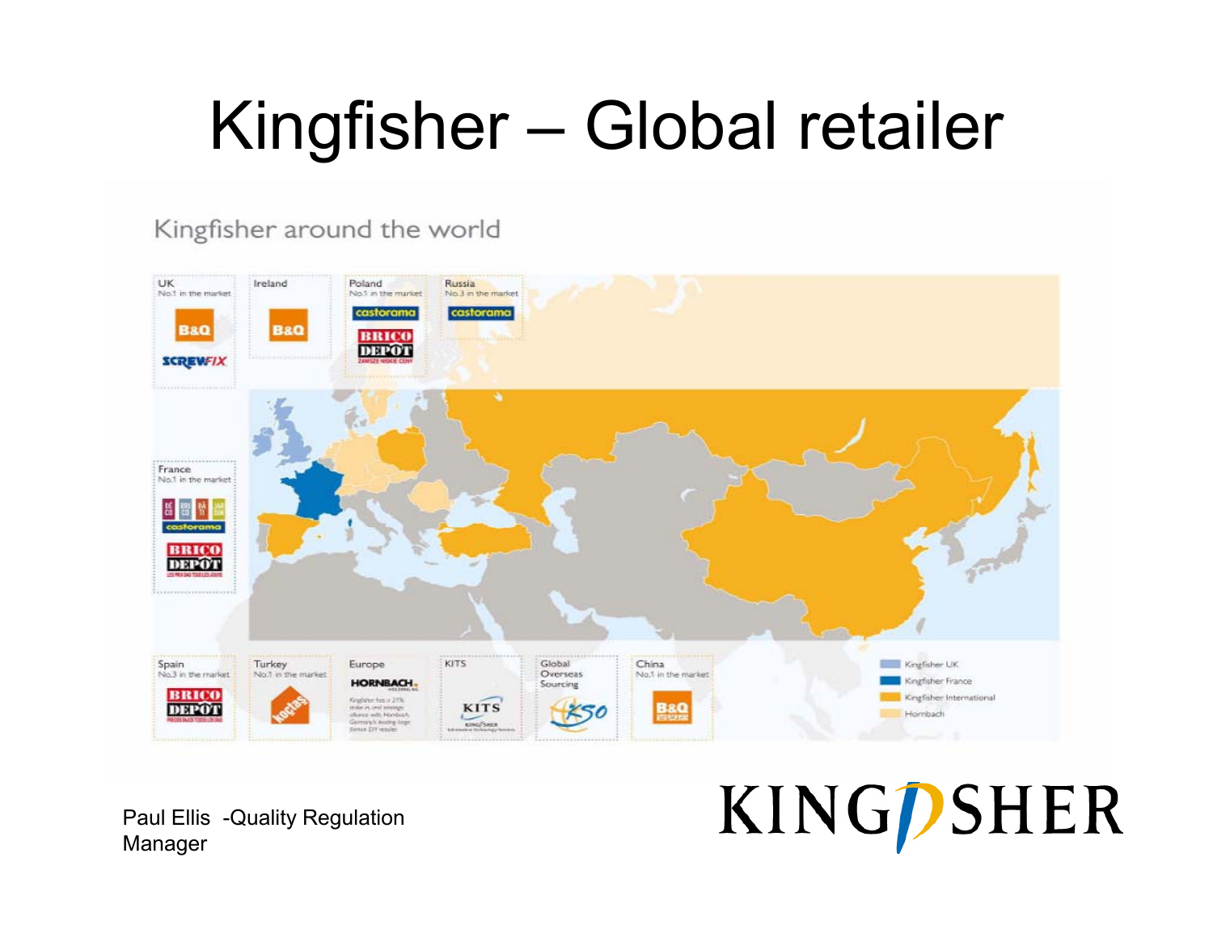# Kingfisher – Global retailer

Kingfisher around the world

UK
No.1 in the market
B&Q
SCREWFIX

Ireland
B&Q

Poland
No.1 in the market
castorama
BRICO DEPOT

Russia
No.3 in the market
castorama

France
No.1 in the market
castorama
BRICO DEPOT

Spain
No.3 in the market
BRICO DEPOT

Turkey
No.1 in the market
koçtaş

Europe
HORNBACH

KITS
KITS

Global Overseas Sourcing
GSO

China
No.1 in the market
B&Q

Kingfisher UK
Kingfisher France
Kingfisher International
Hornbach

Paul Ellis -Quality Regulation Manager

KINGFISHER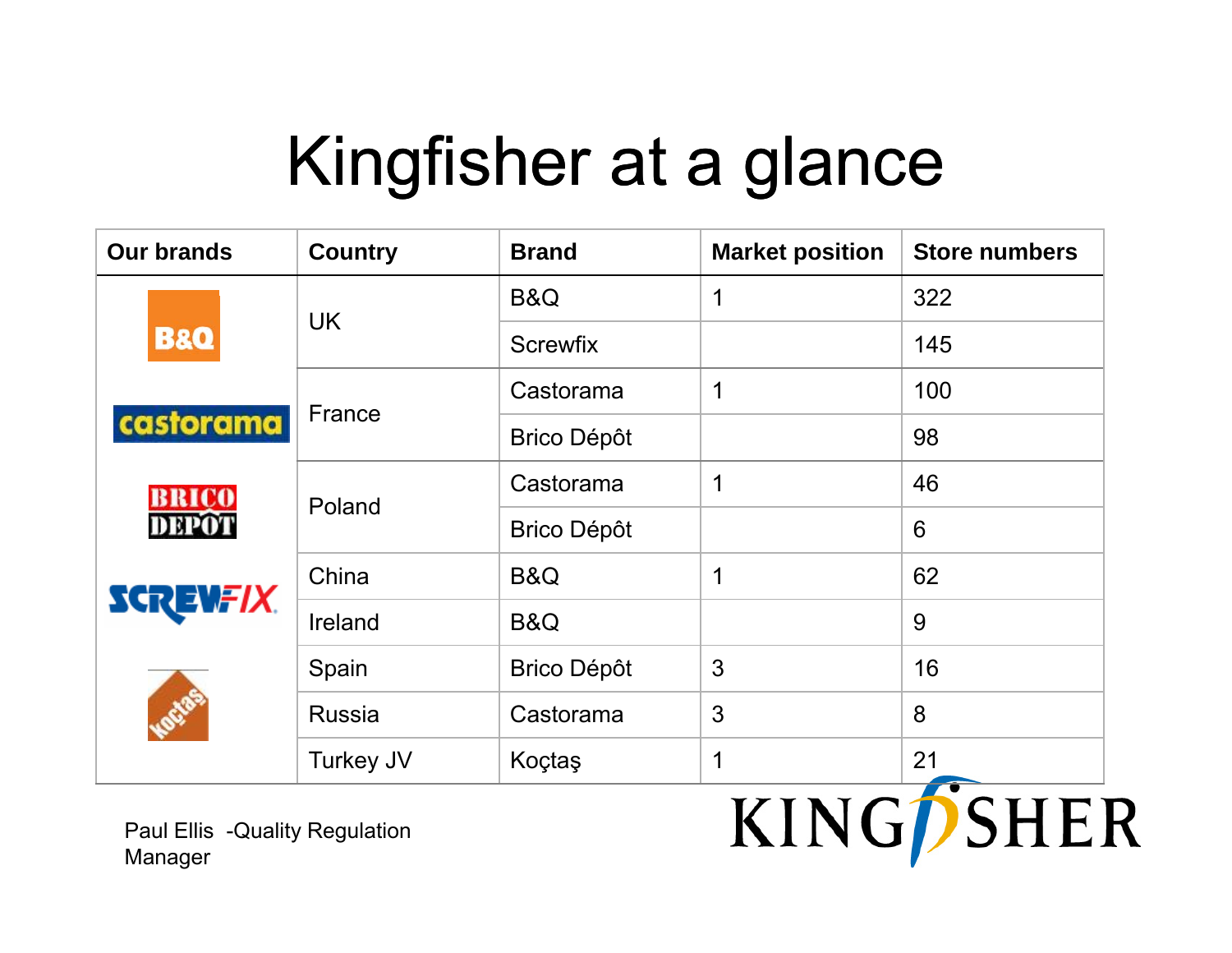# Kingfisher at a glance

| Our brands | Country | Brand | Market position | Store numbers |
|---|---|---|---|---|
| B&Q | UK | B&Q | 1 | 322 |
| | | Screwfix | | 145 |
| castorama | France | Castorama | 1 | 100 |
| | | Brico Dépôt | | 98 |
| BRICO DEPOT | Poland | Castorama | 1 | 46 |
| | | Brico Dépôt | | 6 |
| SCREWFIX | China | B&Q | 1 | 62 |
| | Ireland | B&Q | | 9 |
| koçtaş | Spain | Brico Dépôt | 3 | 16 |
| | Russia | Castorama | 3 | 8 |
| | Turkey JV | Koçtaş | 1 | 21 |

Paul Ellis -Quality Regulation Manager

KINGFISHER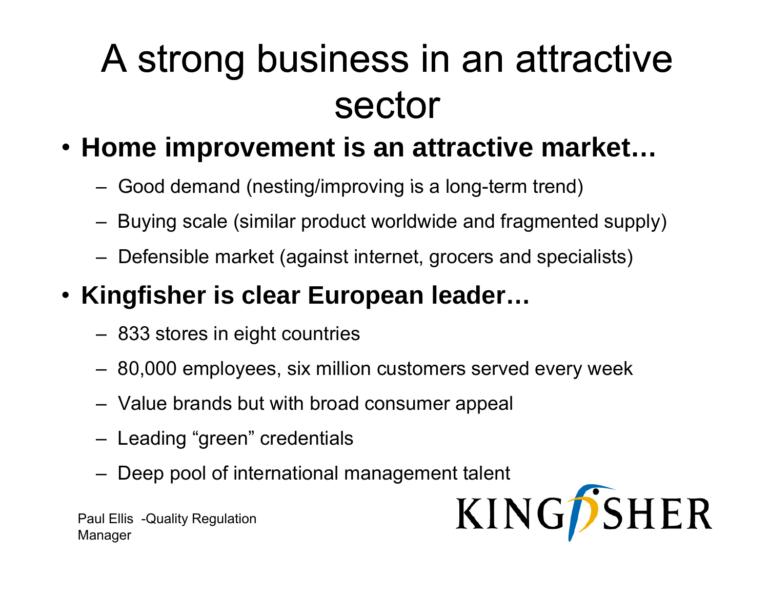# A strong business in an attractive sector

- **Home improvement is an attractive market…**
  - Good demand (nesting/improving is a long-term trend)
  - Buying scale (similar product worldwide and fragmented supply)
  - Defensible market (against internet, grocers and specialists)
- **Kingfisher is clear European leader…**
  - 833 stores in eight countries
  - 80,000 employees, six million customers served every week
  - Value brands but with broad consumer appeal
  - Leading “green” credentials
  - Deep pool of international management talent

Paul Ellis -Quality Regulation Manager

KINGFISHER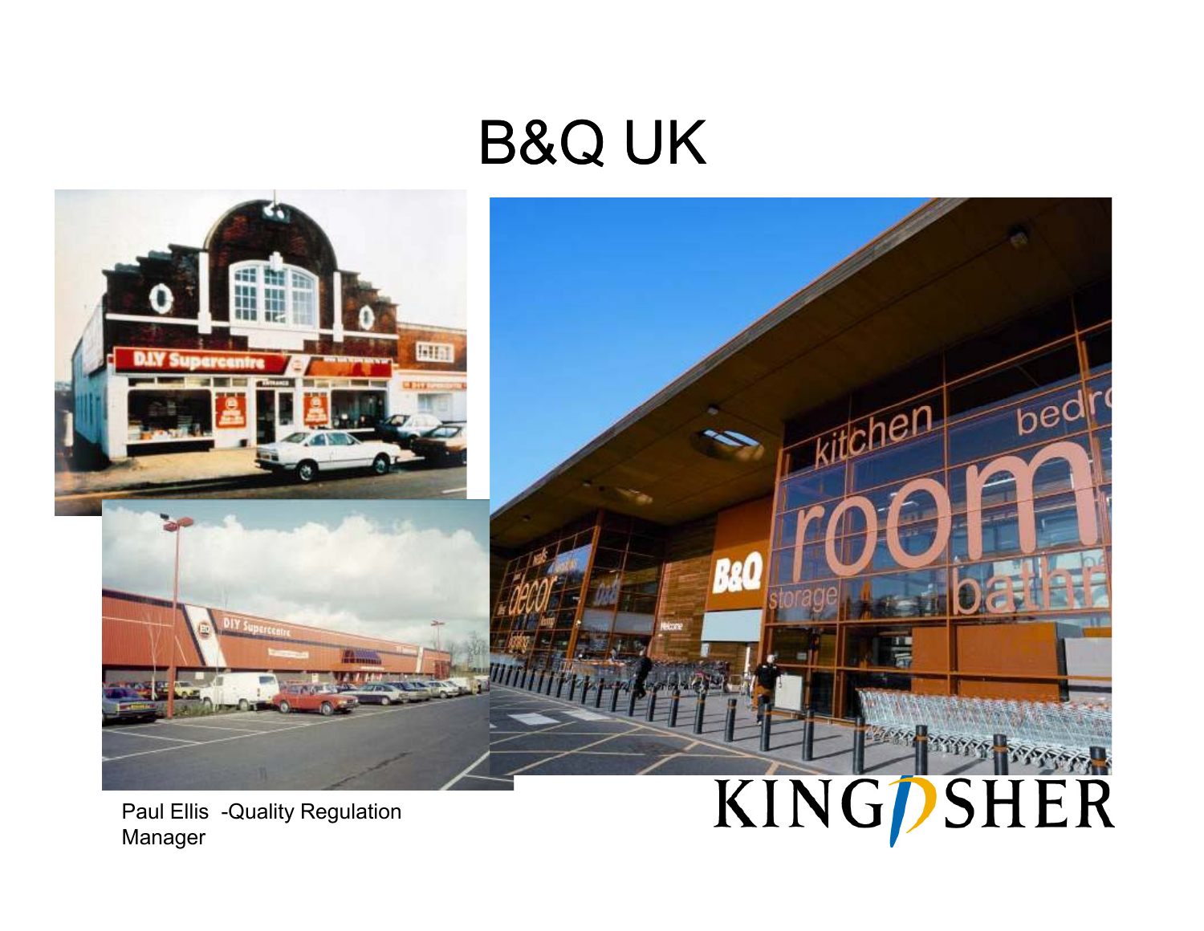# B&Q UK

Paul Ellis -Quality Regulation Manager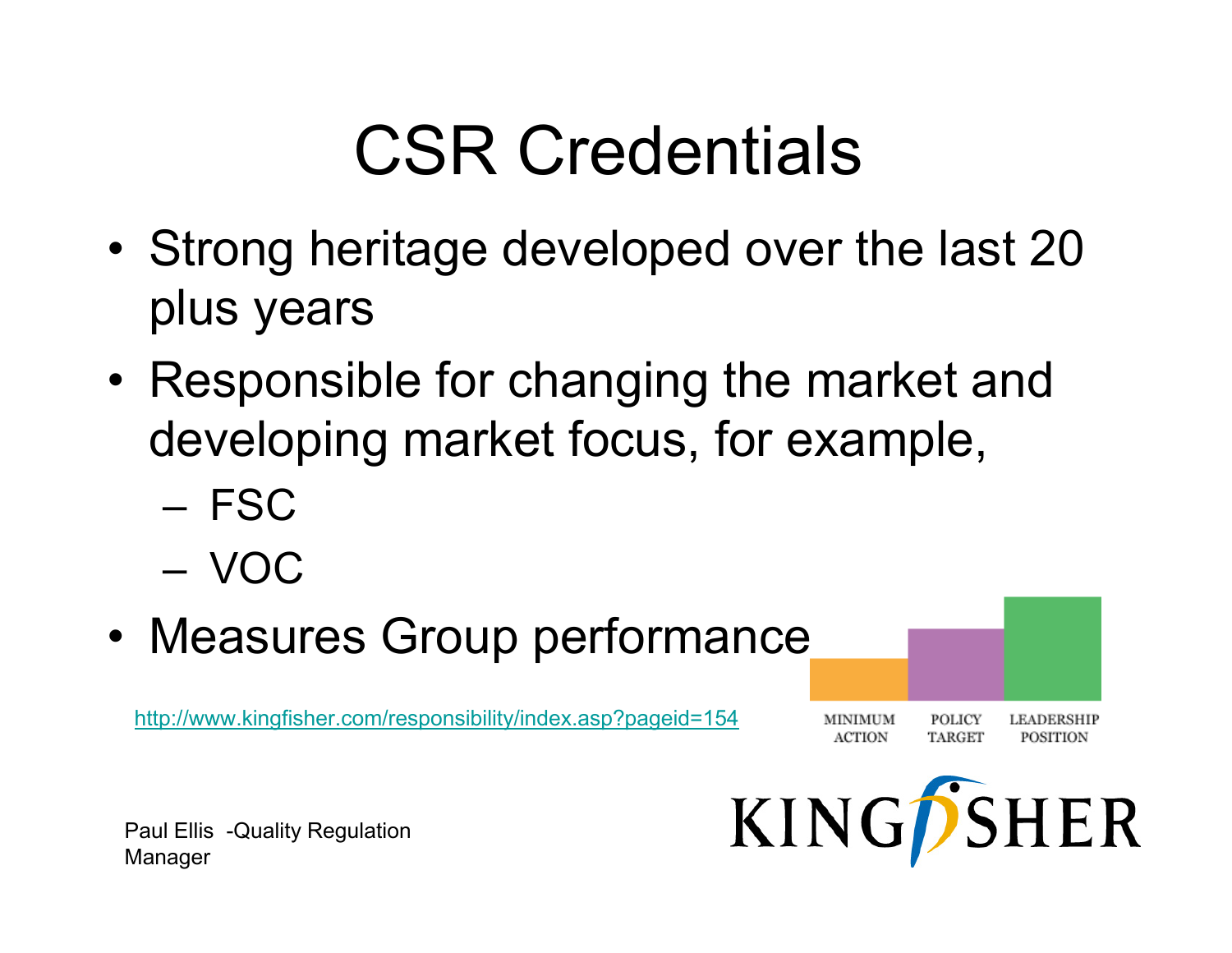# CSR Credentials

- Strong heritage developed over the last 20 plus years
- Responsible for changing the market and developing market focus, for example,
  - FSC
  - VOC
- Measures Group performance

http://www.kingfisher.com/responsibility/index.asp?pageid=154

MINIMUM ACTION | POLICY TARGET | LEADERSHIP POSITION

KINGFISHER

Paul Ellis -Quality Regulation Manager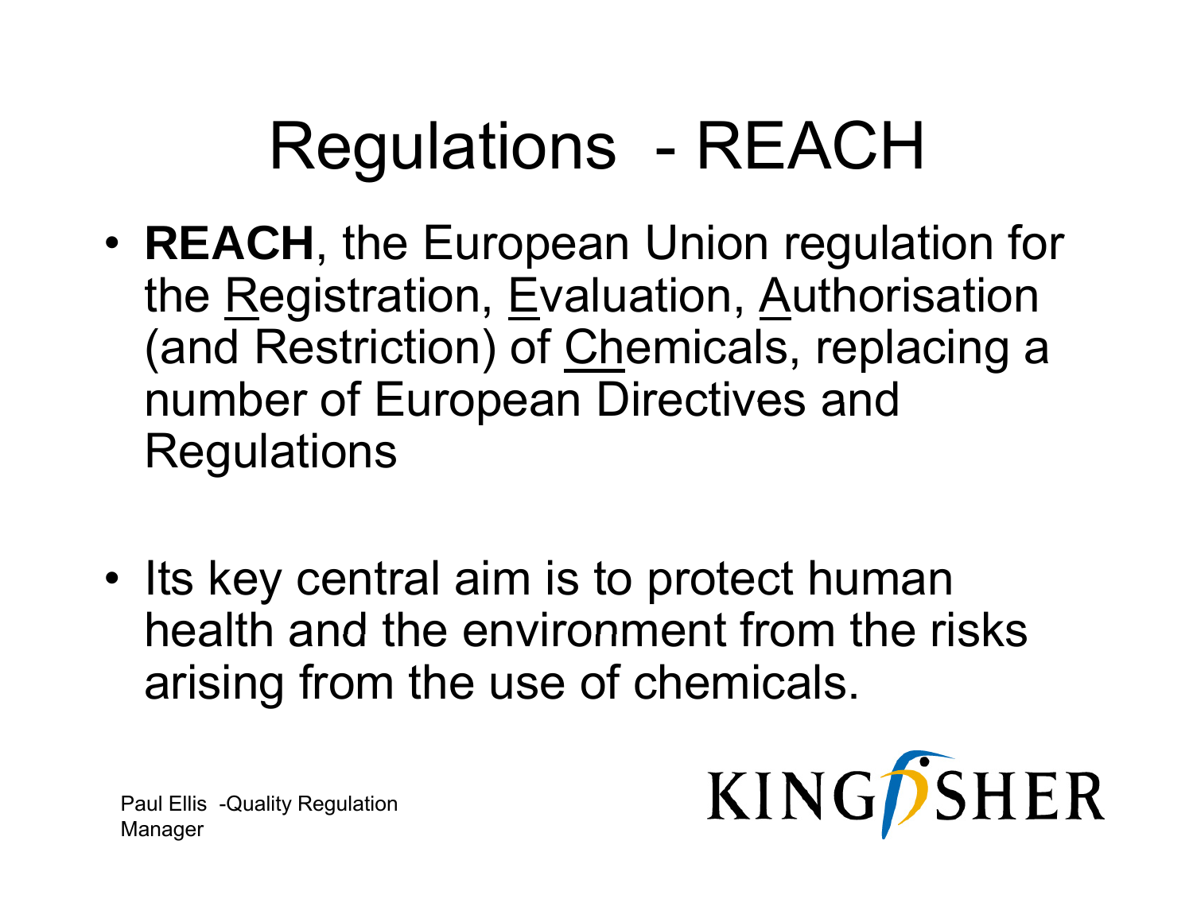# Regulations - REACH

- **REACH**, the European Union regulation for the Registration, Evaluation, Authorisation (and Restriction) of Chemicals, replacing a number of European Directives and Regulations

- Its key central aim is to protect human health and the environment from the risks arising from the use of chemicals.

Paul Ellis -Quality Regulation Manager

KINGFISHER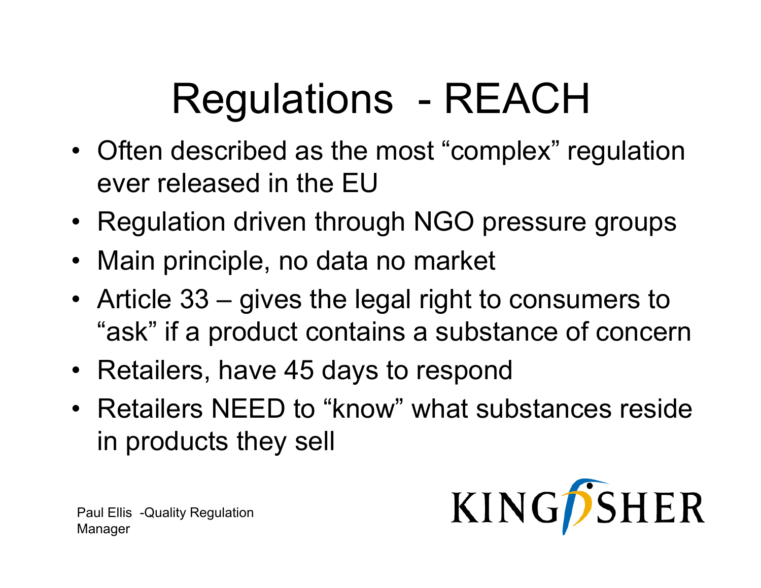# Regulations - REACH

- Often described as the most “complex” regulation ever released in the EU
- Regulation driven through NGO pressure groups
- Main principle, no data no market
- Article 33 – gives the legal right to consumers to “ask” if a product contains a substance of concern
- Retailers, have 45 days to respond
- Retailers NEED to “know” what substances reside in products they sell

Paul Ellis -Quality Regulation Manager

KINGFISHER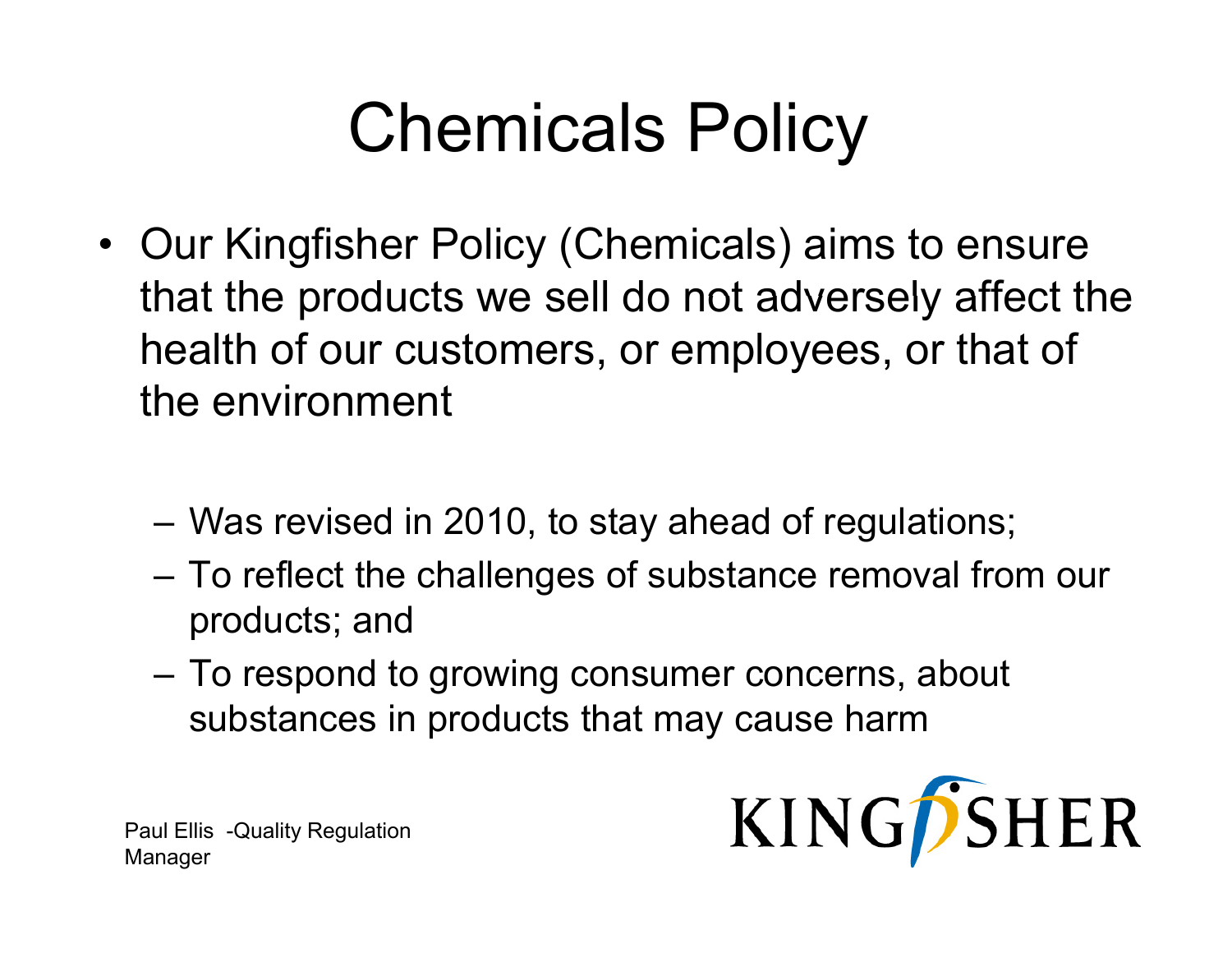# Chemicals Policy

- Our Kingfisher Policy (Chemicals) aims to ensure that the products we sell do not adversely affect the health of our customers, or employees, or that of the environment
  - Was revised in 2010, to stay ahead of regulations;
  - To reflect the challenges of substance removal from our products; and
  - To respond to growing consumer concerns, about substances in products that may cause harm

Paul Ellis -Quality Regulation Manager

KINGFISHER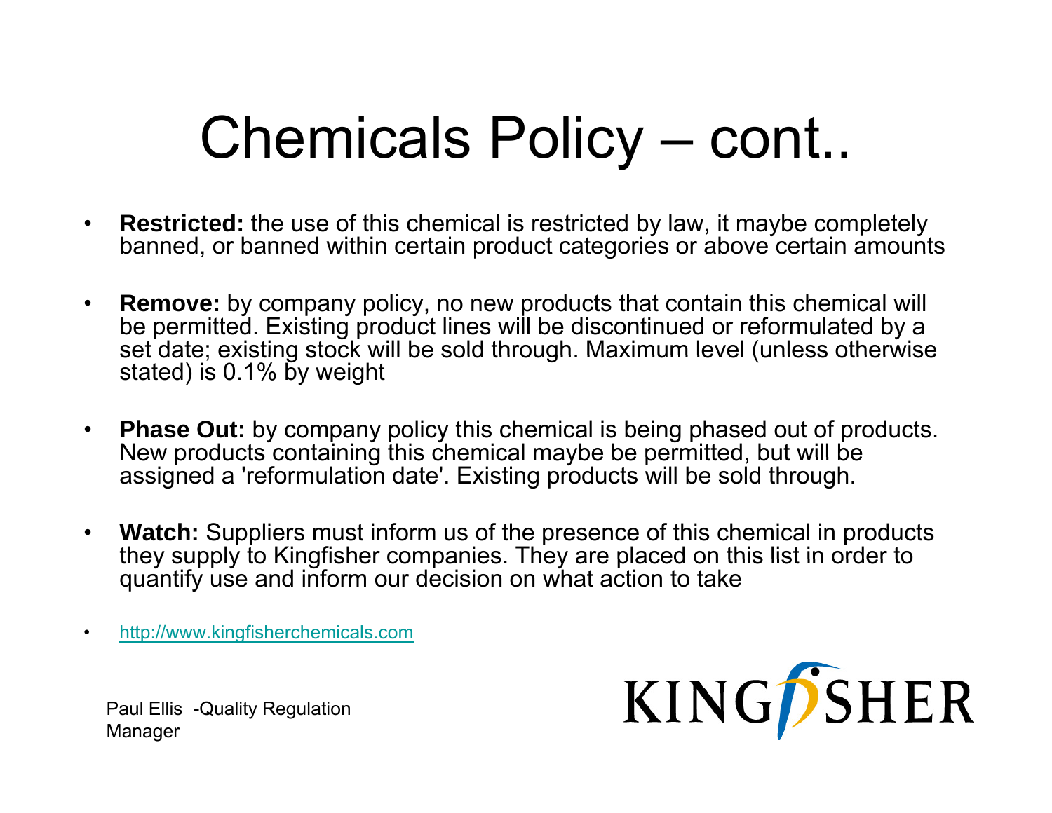# Chemicals Policy – cont..

- **Restricted:** the use of this chemical is restricted by law, it maybe completely banned, or banned within certain product categories or above certain amounts
- **Remove:** by company policy, no new products that contain this chemical will be permitted. Existing product lines will be discontinued or reformulated by a set date; existing stock will be sold through. Maximum level (unless otherwise stated) is 0.1% by weight
- **Phase Out:** by company policy this chemical is being phased out of products. New products containing this chemical maybe be permitted, but will be assigned a 'reformulation date'. Existing products will be sold through.
- **Watch:** Suppliers must inform us of the presence of this chemical in products they supply to Kingfisher companies. They are placed on this list in order to quantify use and inform our decision on what action to take
- http://www.kingfisherchemicals.com

Paul Ellis -Quality Regulation Manager

KINGFISHER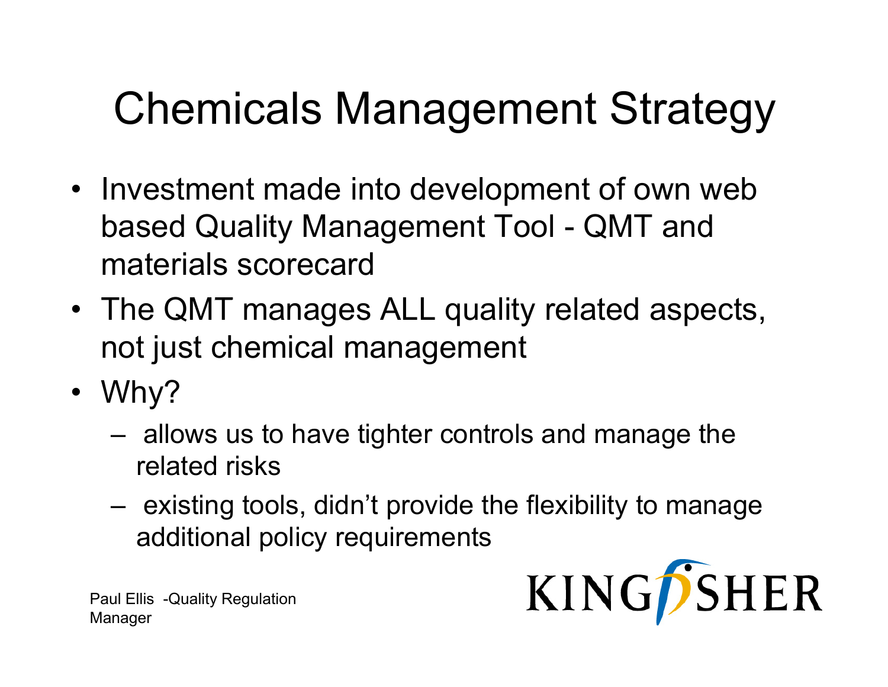# Chemicals Management Strategy

- Investment made into development of own web based Quality Management Tool - QMT and materials scorecard
- The QMT manages ALL quality related aspects, not just chemical management
- Why?
  - allows us to have tighter controls and manage the related risks
  - existing tools, didn't provide the flexibility to manage additional policy requirements

Paul Ellis -Quality Regulation Manager

KINGFISHER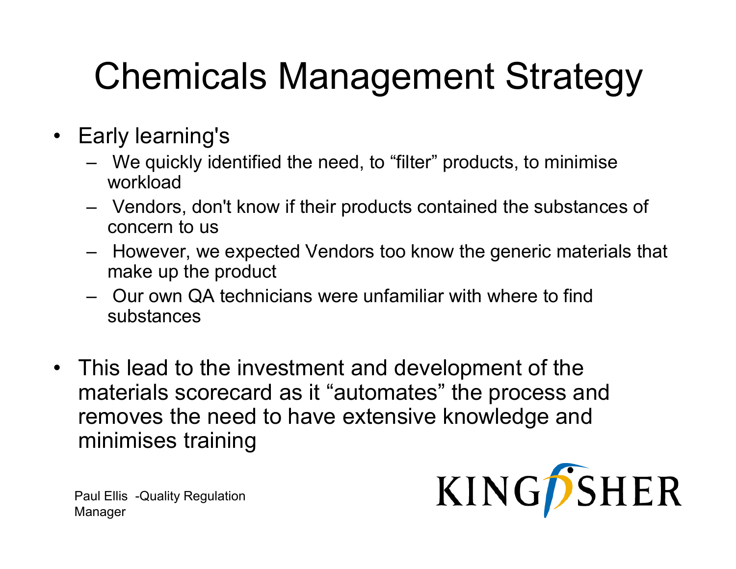# Chemicals Management Strategy

- Early learning's
  - We quickly identified the need, to "filter" products, to minimise workload
  - Vendors, don't know if their products contained the substances of concern to us
  - However, we expected Vendors too know the generic materials that make up the product
  - Our own QA technicians were unfamiliar with where to find substances

- This lead to the investment and development of the materials scorecard as it "automates" the process and removes the need to have extensive knowledge and minimises training

Paul Ellis -Quality Regulation Manager

KINGFISHER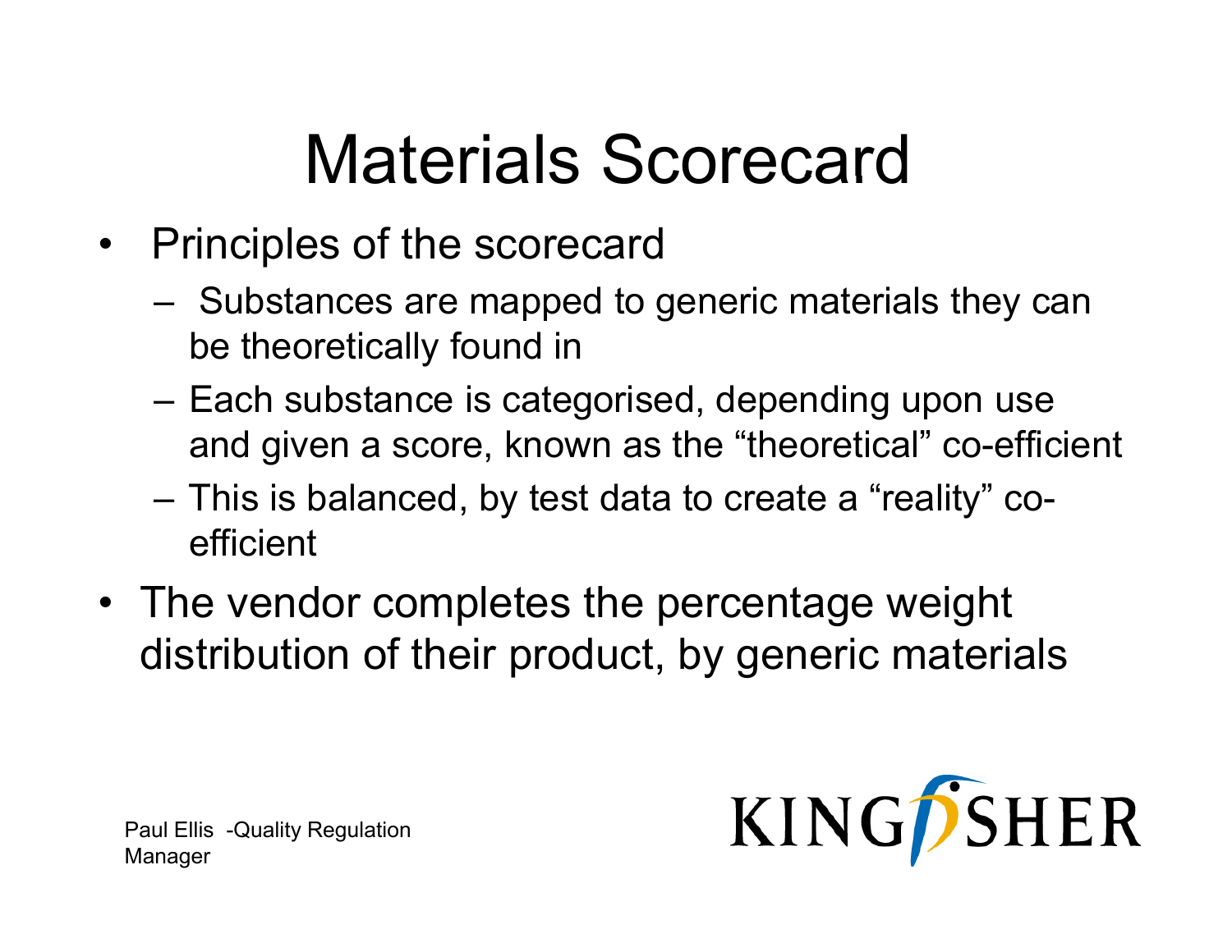# Materials Scorecard

- Principles of the scorecard
  - Substances are mapped to generic materials they can be theoretically found in
  - Each substance is categorised, depending upon use and given a score, known as the "theoretical" co-efficient
  - This is balanced, by test data to create a "reality" co-efficient
- The vendor completes the percentage weight distribution of their product, by generic materials

Paul Ellis -Quality Regulation Manager

KINGFISHER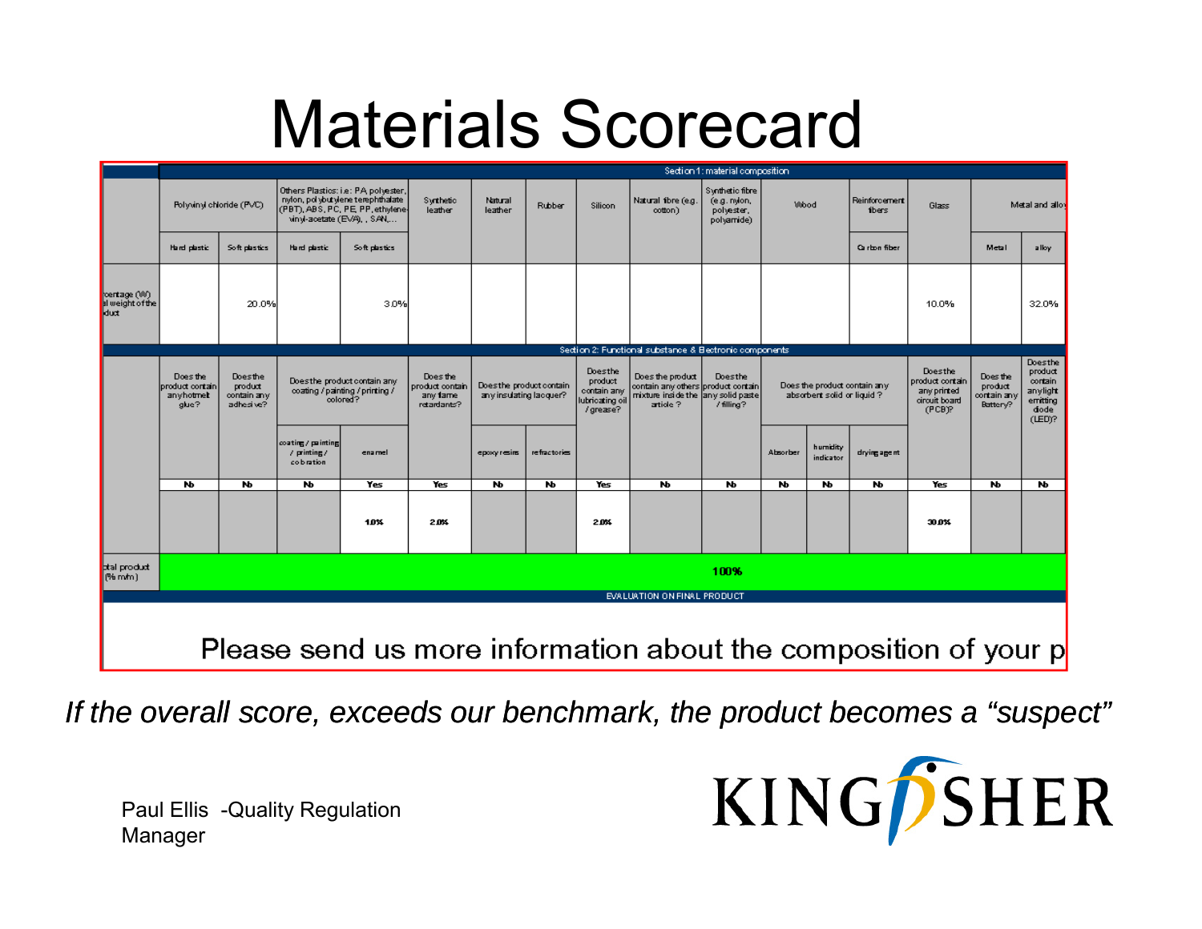# Materials Scorecard

| | Section 1: material composition | | | | | | | | | | | | | | | |
|---|---|---|---|---|---|---|---|---|---|---|---|---|---|---|---|---|
| | Polyvinyl chloride (PVC) | | Others Plastics: i.e.: PA, polyester, nylon, polybutylene terephthalate (PBT), ABS, PC, PE, PP, ethylene-vinyl-acetate (EVA), , SAN,... | | Synthetic leather | Natural leather | Rubber | Silicon | Natural fibre (e.g. cotton) | Synthetic fibre (e.g. nylon, polyester, polyamide) | Wood | | Reinforcement fibers | Glass | Metal and allo | |
| | Hard plastic | Soft plastics | Hard plastic | Soft plastics | | | | | | | | | Carbon fiber | | Metal | alloy |
| rcentage (W) l weight of the duct | | 20.0% | | 3.0% | | | | | | | | | | 10.0% | | 32.0% |
| | Section 2: Functional substance & Electronic components | | | | | | | | | | | | | | | |
| | Does the product contain any hotmelt glue? | Does the product contain any adhesive? | Does the product contain any coating / painting / printing / colored? | | Does the product contain any flame retardants? | Does the product contain any insulating lacquer? | | Does the product contain any lubricating oil / grease? | Does the product contain any others mixture inside the article ? | Does the product contain any solid paste / filling? | Does the product contain any absorbent solid or liquid ? | | | Does the product contain any printed circuit board (PCB)? | Does the product contain any Battery? | Does the product contain any light emitting diode (LED)? |
| | | | coating / painting / printing / cobration | enamel | | epoxy resins | refractories | | | | Absorber | humidity indicator | drying agent | | | |
| | No | No | No | Yes | Yes | No | No | Yes | No | No | No | No | No | Yes | No | No |
| | | | | 1.0% | 2.0% | | | 2.0% | | | | | | 30.0% | | |
| tal product (% m/m) | 100% | | | | | | | | | | | | | | | |
| | EVALUATION ON FINAL PRODUCT | | | | | | | | | | | | | | | |

Please send us more information about the composition of your p

*If the overall score, exceeds our benchmark, the product becomes a "suspect"*

Paul Ellis -Quality Regulation Manager

KINGFISHER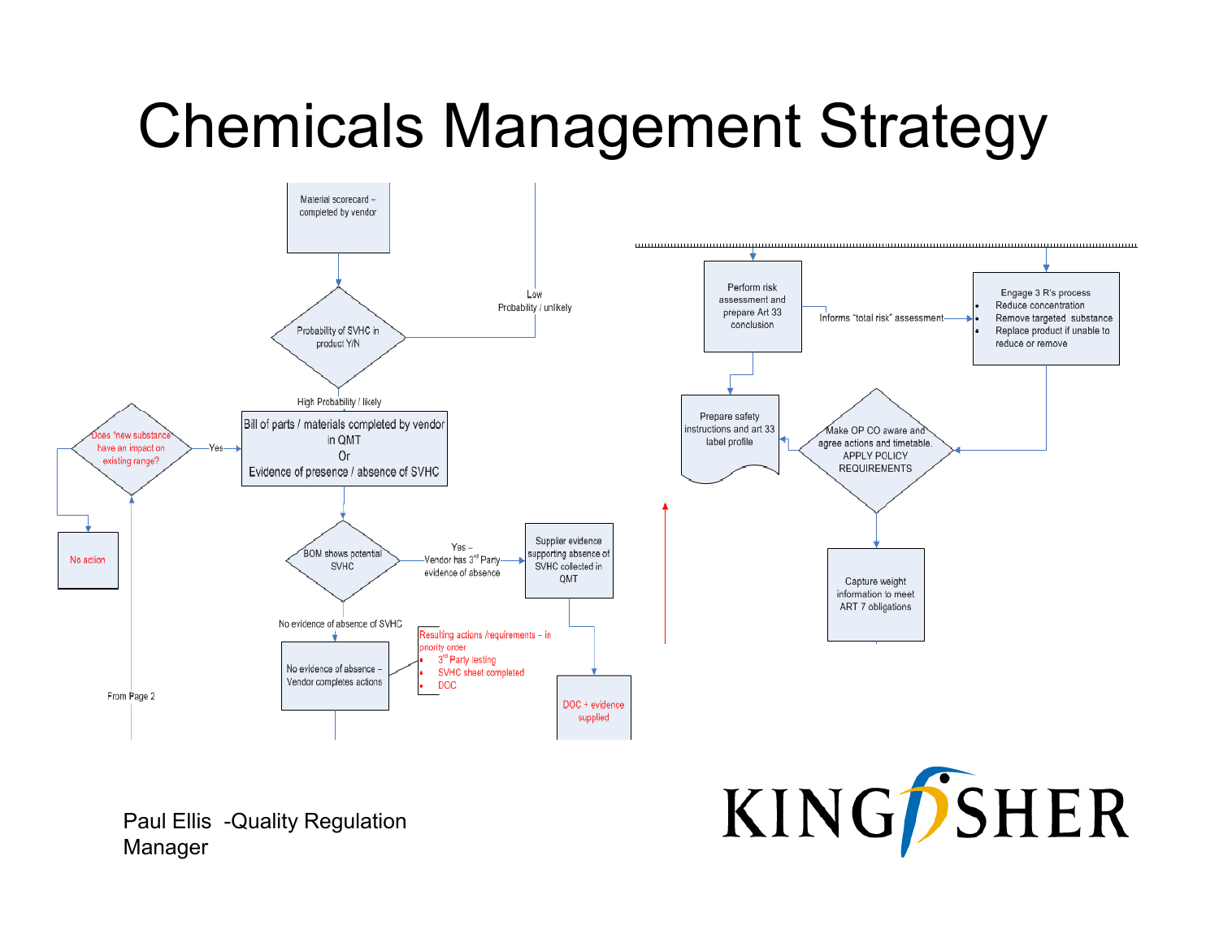# Chemicals Management Strategy

Material scorecard – completed by vendor

Probability of SVHC in product Y/N

Low Probability / unlikely

High Probability / likely

Bill of parts / materials completed by vendor in QMT
Or
Evidence of presence / absence of SVHC

Does "new substance" have an impact on existing range?

Yes

No action

From Page 2

BOM shows potential SVHC

Yes – Vendor has 3rd Party evidence of absence

Supplier evidence supporting absence of SVHC collected in QMT

DOC + evidence supplied

No evidence of absence of SVHC

No evidence of absence – Vendor completes actions

Resulting actions /requirements – in priority order

- 3rd Party testing
- SVHC sheet completed
- DOC

Perform risk assessment and prepare Art 33 conclusion

Informs "total risk" assessment

Engage 3 R's process

- Reduce concentration
- Remove targeted substance
- Replace product if unable to reduce or remove

Prepare safety instructions and art 33 label profile

Make OP CO aware and agree actions and timetable. APPLY POLICY REQUIREMENTS

Capture weight information to meet ART 7 obligations

Paul Ellis -Quality Regulation Manager

KINGFISHER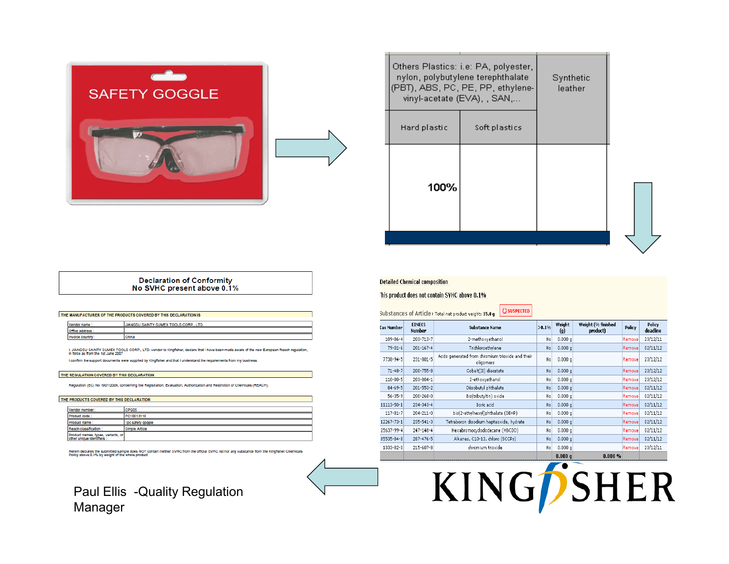SAFETY GOGGLE

| Others Plastics: i.e: PA, polyester, nylon, polybutylene terephthalate (PBT), ABS, PC, PE, PP, ethylene-vinyl-acetate (EVA), , SAN,... | | Synthetic leather |
|---|---|---|
| Hard plastic | Soft plastics | |
| 100% | | |

**Detailed Chemical composition**

This product does not contain SVHC above 0.1%

Substances of Article › Total net product weight: 35.0 g SUSPECTED

| Cas Number | EINECS Number | Substance Name | >0.1% | Weight (g) | Weight (% finished product) | Policy | Policy deadline |
|---|---|---|---|---|---|---|---|
| 109-86-4 | 203-713-7 | 2-methoxyethanol | No | 0.000 g | | Remove | 23/12/11 |
| 79-01-6 | 201-167-4 | Trichloroethylene | No | 0.000 g | | Remove | 02/11/12 |
| 7738-94-5 | 231-801-5 | Acids generated from chromium trioxide and their oligomers | No | 0.000 g | | Remove | 23/12/12 |
| 71-48-7 | 200-755-8 | Cobalt(II) diacetate | No | 0.000 g | | Remove | 23/12/12 |
| 110-80-5 | 203-804-1 | 2-ethoxyethanol | No | 0.000 g | | Remove | 23/12/12 |
| 84-69-5 | 201-553-2 | Diisobutyl phthalate | No | 0.000 g | | Remove | 02/11/12 |
| 56-35-9 | 200-268-0 | Bis(tributyltin) oxide | No | 0.000 g | | Remove | 02/11/12 |
| 11113-50-1 | 234-343-4 | Boric acid | No | 0.000 g | | Remove | 02/11/12 |
| 117-81-7 | 204-211-0 | bis(2-ethylhexyl)phthalate (DEHP) | No | 0.000 g | | Remove | 02/11/12 |
| 12267-73-1 | 235-541-3 | Tetraboron disodium heptaoxide, hydrate | No | 0.000 g | | Remove | 02/11/12 |
| 25637-99-4 | 247-148-4 | Hexabromocyclododecane (HBCDD) | No | 0.000 g | | Remove | 02/11/12 |
| 85535-84-8 | 287-476-5 | Alkanes, C10-13, chloro (SCCPs) | No | 0.000 g | | Remove | 02/11/12 |
| 1333-82-0 | 215-607-8 | chromium trioxide | No | 0.000 g | | Remove | 23/12/11 |
| | | | | 0.000 g | 0.000 % | | |

KINGFISHER

**Declaration of Conformity**
**No SVHC present above 0.1%**

**THE MANUFACTURER OF THE PRODUCTS COVERED BY THIS DECLARATION IS**

| Vendor name : | JIANGSU SAINTY SUMEX TOOLS CORP., LTD |
|---|---|
| Office address : | |
| Invoice country : | China |

I, JIANGSU SAINTY SUMEX TOOLS CORP., LTD. vendor to Kingfisher, declare that I have been made aware of the new European Reach regulation, in force as from the 1st June 2007

I confirm the support documents were supplied by Kingfisher and that I understand the requirements from my business.

**THE REGULATION COVERED BY THIS DECLARATION**

Regulation (EC) No 1907/2006, concerning the Registration, Evaluation, Authorization and Restriction of Chemicals (REACH).

**THE PRODUCTS COVERED BY THIS DECLARATION**

| Vendor number : | CPG05 |
|---|---|
| Product code : | PC10013110 |
| Product name : | 1pc safety goggle |
| Reach classification : | Simple Article |
| Product names, types, variants, or other unique identifiers : | |

Herein declares the submitted sample does NOT contain neither SVHC from the official SVHC list nor any substance from the Kingfisher Chemicals Policy above 0.1% by weight of the whole product

Paul Ellis -Quality Regulation Manager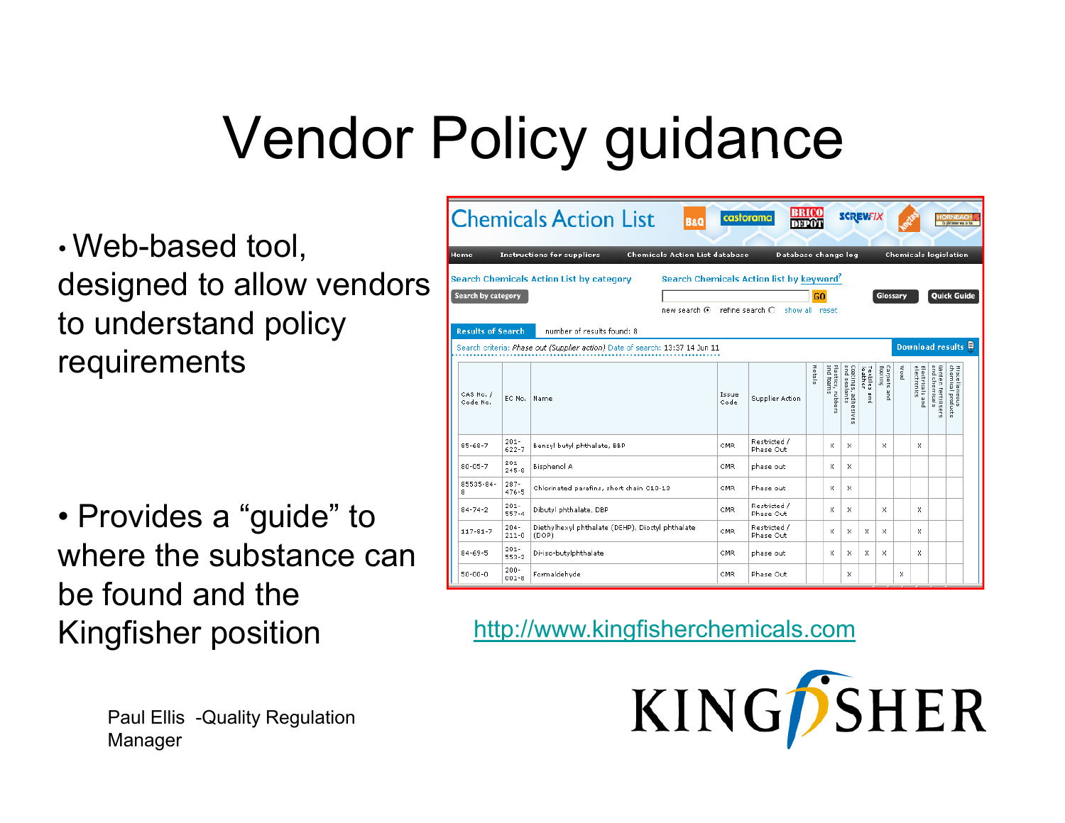# Vendor Policy guidance

- Web-based tool, designed to allow vendors to understand policy requirements

- Provides a "guide" to where the substance can be found and the Kingfisher position

**Chemicals Action List**

Home | Instructions for suppliers | Chemicals Action List database | Database change log | Chemicals legislation

Search Chemicals Action List by category — Search by category

Search Chemicals Action list by keyword — GO — new search — refine search — show all — reset — Glossary — Quick Guide

Results of Search — number of results found: 8

Search criteria: *Phase out (Supplier action)* Date of search: 13:37 14 Jun 11 — Download results

| CAS No. / Code No. | EC No. | Name | Issue Code | Supplier Action | Metals | Plastics, rubbers and foams | Coatings, adhesives and sealants | Textiles and leather | Carpets and flooring | Wood | Electricals and electronics | Garden fertilisers and chemicals | Miscellaneous chemical products |
|---|---|---|---|---|---|---|---|---|---|---|---|---|---|
| 85-68-7 | 201-622-7 | Benzyl butyl phthalate, BBP | CMR | Restricted / Phase Out | | x | x | | x | | x | | |
| 80-05-7 | 201-245-8 | Bisphenol A | CMR | phase out | | x | x | | | | | | |
| 85535-84-8 | 287-476-5 | Chlorinated parafins, short chain C10-13 | CMR | Phase out | | x | x | | | | | | |
| 84-74-2 | 201-557-4 | Dibutyl phthalate, DBP | CMR | Restricted / Phase Out | | x | x | | x | | x | | |
| 117-81-7 | 204-211-0 | Diethylhexyl phthalate (DEHP), Dioctyl phthalate (DOP) | CMR | Restricted / Phase Out | | x | x | x | x | | x | | |
| 84-69-5 | 201-553-2 | Di-iso-butylphthalate | CMR | phase out | | x | x | x | x | | x | | |
| 50-00-0 | 200-001-8 | Formaldehyde | CMR | Phase Out | | | x | | | x | | | |

http://www.kingfisherchemicals.com

Paul Ellis -Quality Regulation Manager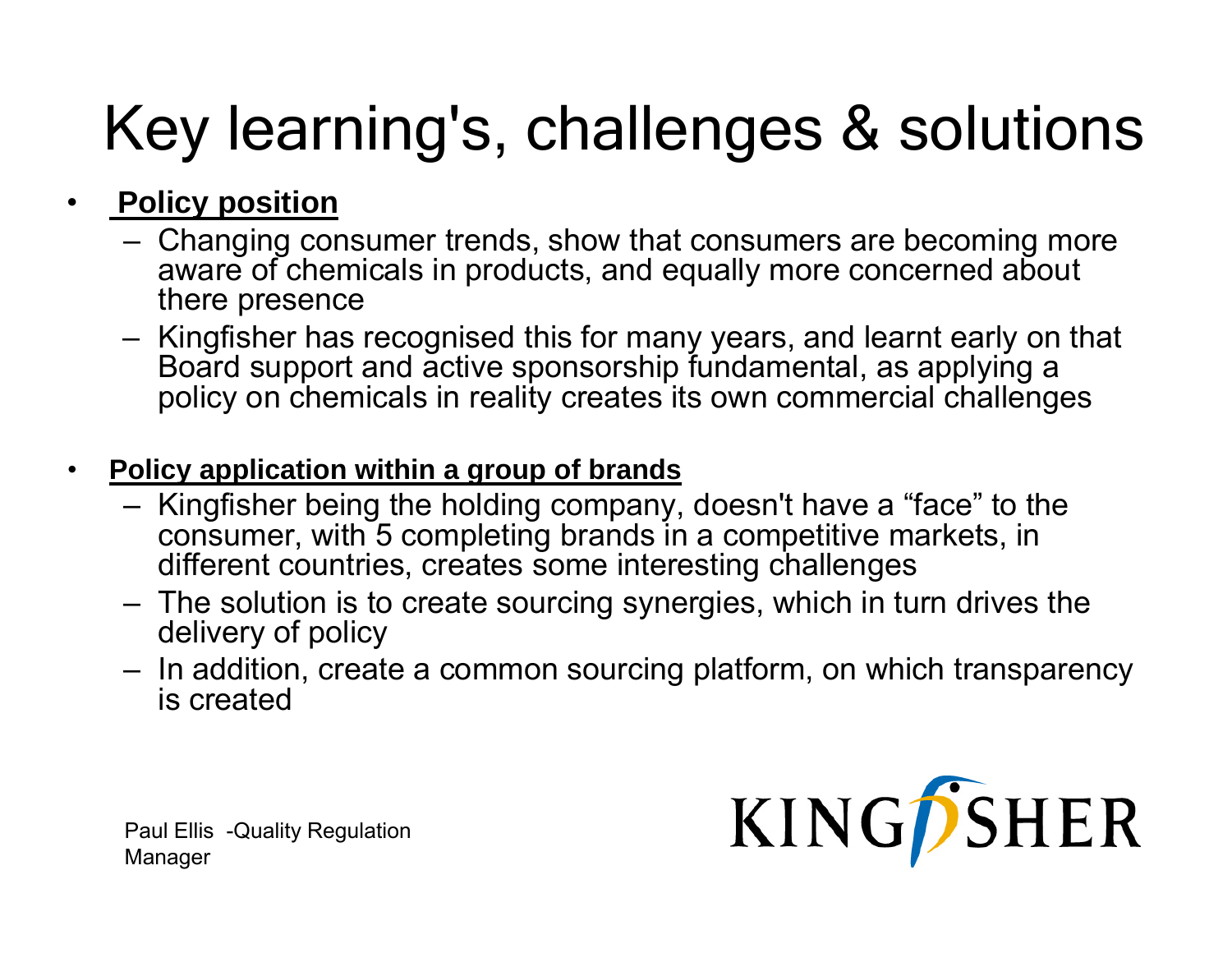# Key learning's, challenges & solutions

- **Policy position**
  - Changing consumer trends, show that consumers are becoming more aware of chemicals in products, and equally more concerned about there presence
  - Kingfisher has recognised this for many years, and learnt early on that Board support and active sponsorship fundamental, as applying a policy on chemicals in reality creates its own commercial challenges

- **Policy application within a group of brands**
  - Kingfisher being the holding company, doesn't have a “face” to the consumer, with 5 completing brands in a competitive markets, in different countries, creates some interesting challenges
  - The solution is to create sourcing synergies, which in turn drives the delivery of policy
  - In addition, create a common sourcing platform, on which transparency is created

Paul Ellis -Quality Regulation Manager

KINGFISHER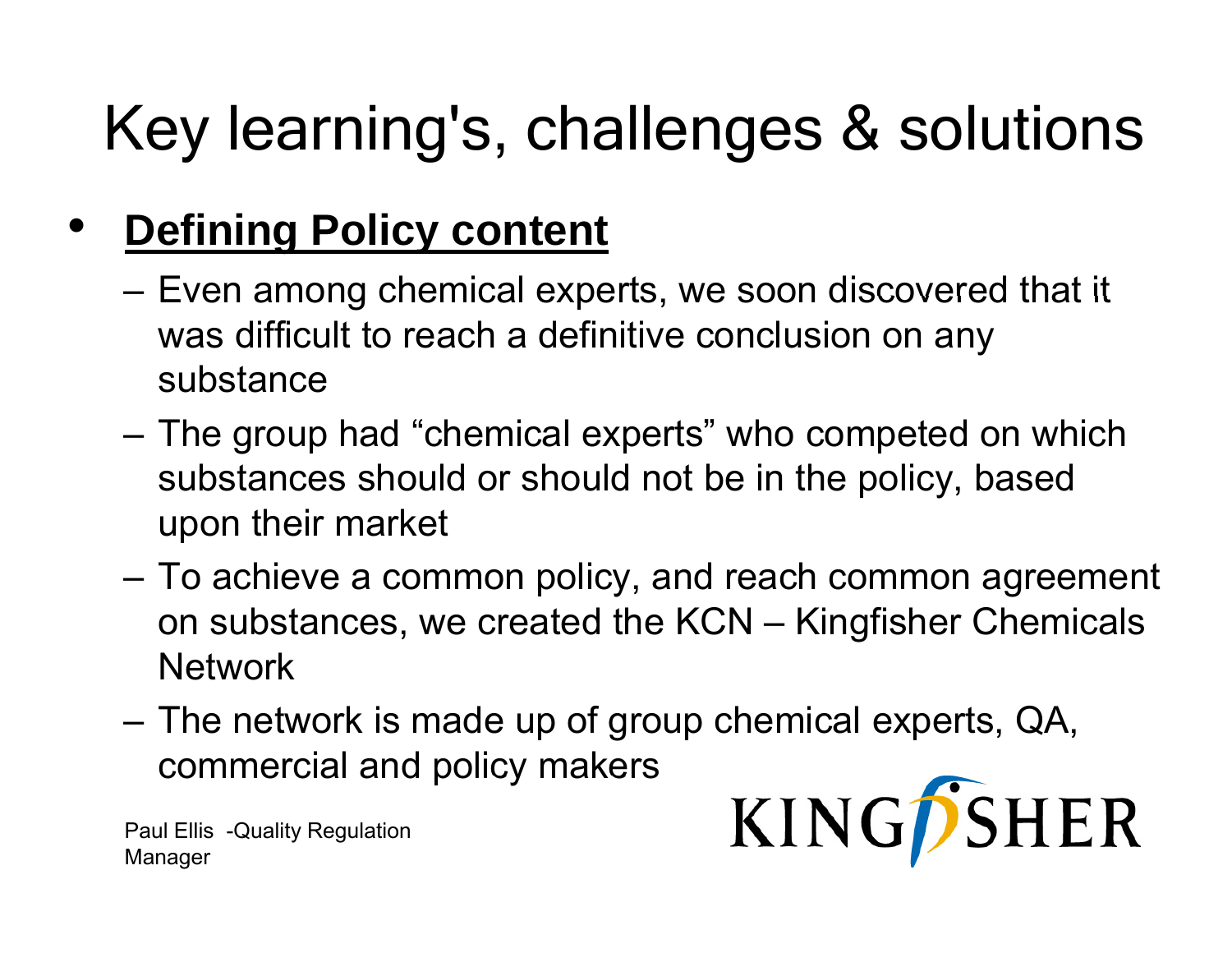# Key learning's, challenges & solutions

- **Defining Policy content**
  - Even among chemical experts, we soon discovered that it was difficult to reach a definitive conclusion on any substance
  - The group had "chemical experts" who competed on which substances should or should not be in the policy, based upon their market
  - To achieve a common policy, and reach common agreement on substances, we created the KCN – Kingfisher Chemicals Network
  - The network is made up of group chemical experts, QA, commercial and policy makers

Paul Ellis -Quality Regulation Manager

KINGFISHER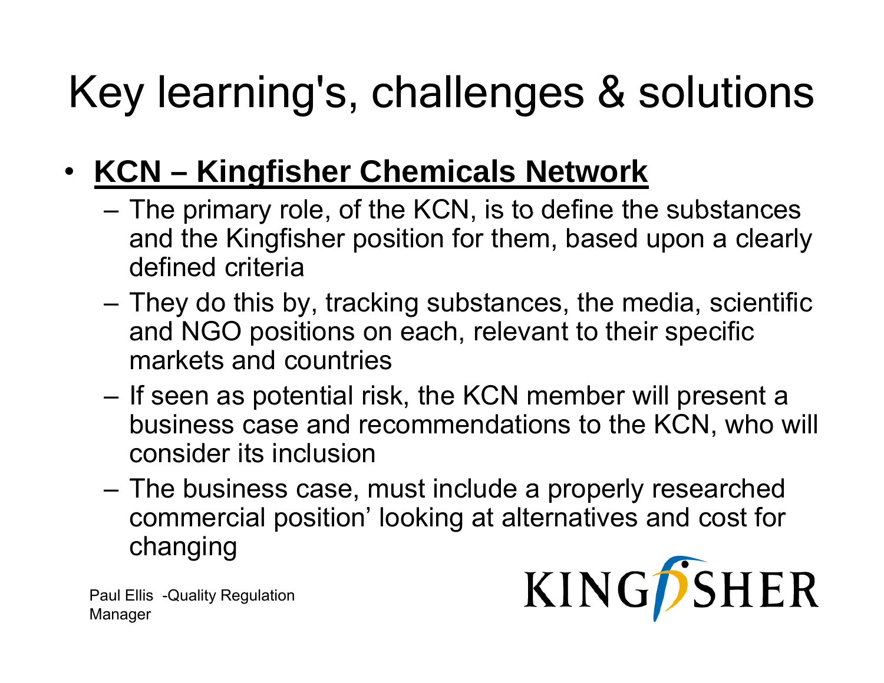# Key learning's, challenges & solutions

- **KCN – Kingfisher Chemicals Network**
  - The primary role, of the KCN, is to define the substances and the Kingfisher position for them, based upon a clearly defined criteria
  - They do this by, tracking substances, the media, scientific and NGO positions on each, relevant to their specific markets and countries
  - If seen as potential risk, the KCN member will present a business case and recommendations to the KCN, who will consider its inclusion
  - The business case, must include a properly researched commercial position' looking at alternatives and cost for changing

Paul Ellis -Quality Regulation Manager

KINGFISHER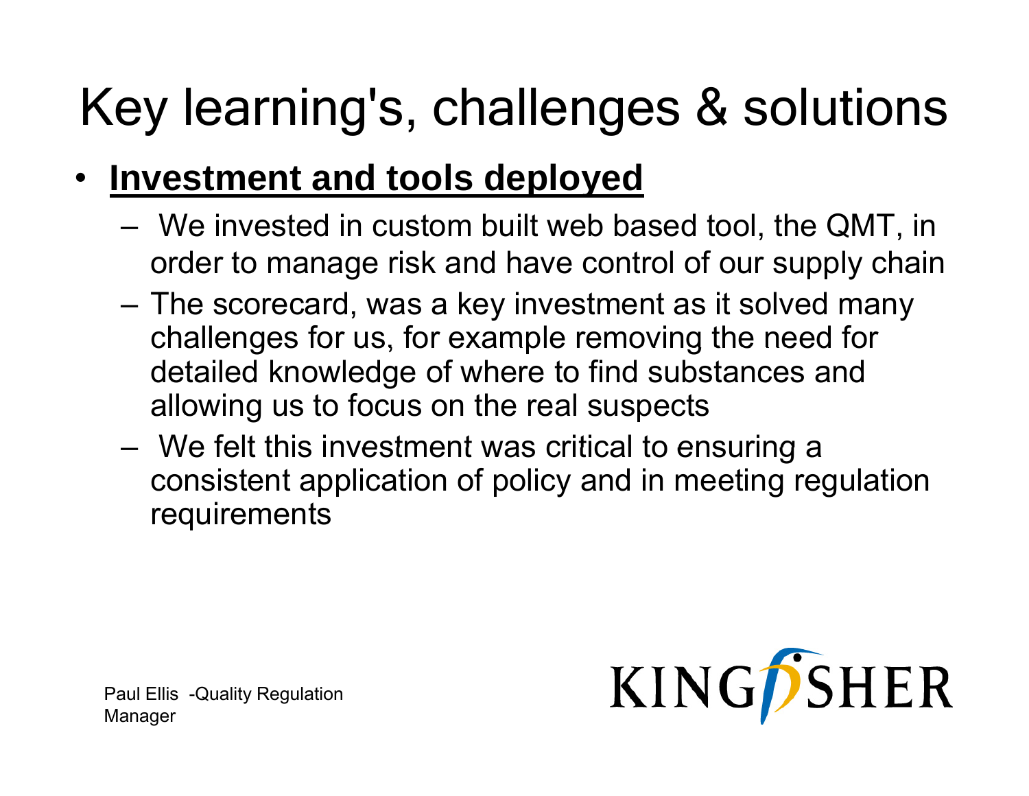# Key learning's, challenges & solutions

- **Investment and tools deployed**
  - We invested in custom built web based tool, the QMT, in order to manage risk and have control of our supply chain
  - The scorecard, was a key investment as it solved many challenges for us, for example removing the need for detailed knowledge of where to find substances and allowing us to focus on the real suspects
  - We felt this investment was critical to ensuring a consistent application of policy and in meeting regulation requirements

Paul Ellis -Quality Regulation Manager

KINGFISHER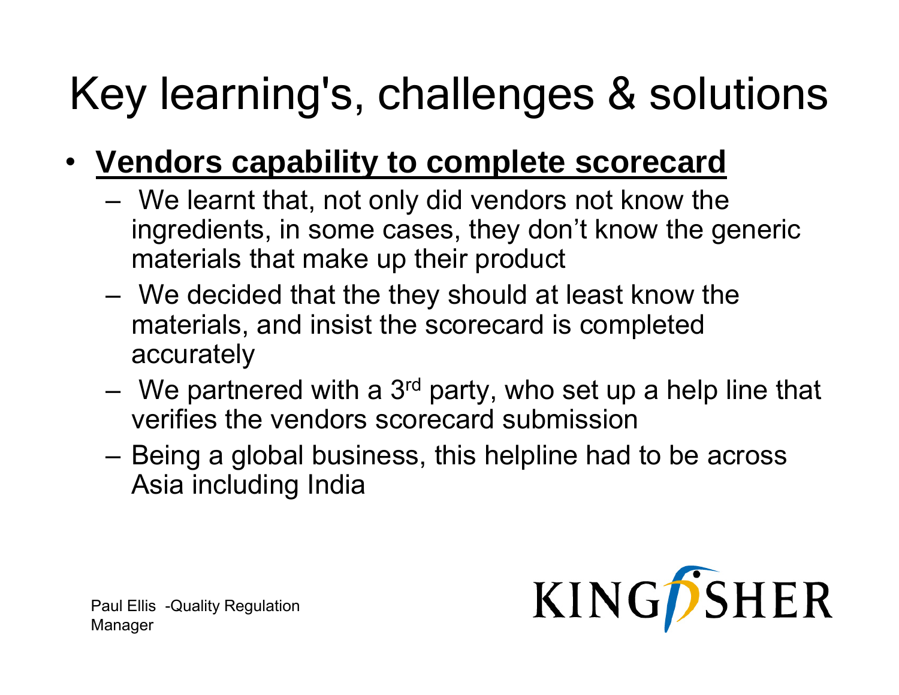# Key learning's, challenges & solutions

- **<u>Vendors capability to complete scorecard</u>**
  - We learnt that, not only did vendors not know the ingredients, in some cases, they don't know the generic materials that make up their product
  - We decided that the they should at least know the materials, and insist the scorecard is completed accurately
  - We partnered with a 3rd party, who set up a help line that verifies the vendors scorecard submission
  - Being a global business, this helpline had to be across Asia including India

Paul Ellis -Quality Regulation Manager

KINGFISHER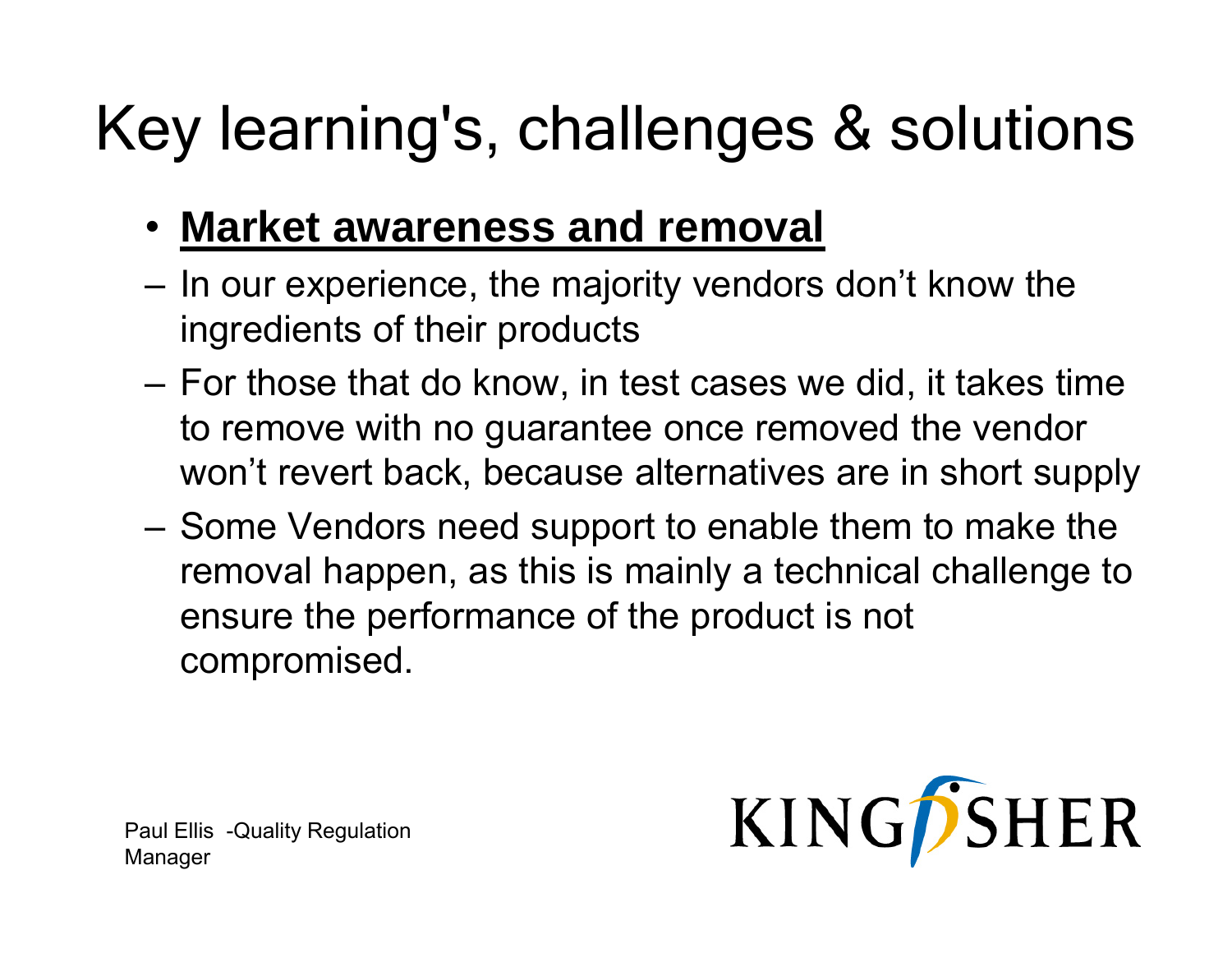# Key learning's, challenges & solutions

- **Market awareness and removal**
  - In our experience, the majority vendors don't know the ingredients of their products
  - For those that do know, in test cases we did, it takes time to remove with no guarantee once removed the vendor won't revert back, because alternatives are in short supply
  - Some Vendors need support to enable them to make the removal happen, as this is mainly a technical challenge to ensure the performance of the product is not compromised.

Paul Ellis -Quality Regulation Manager

KINGFISHER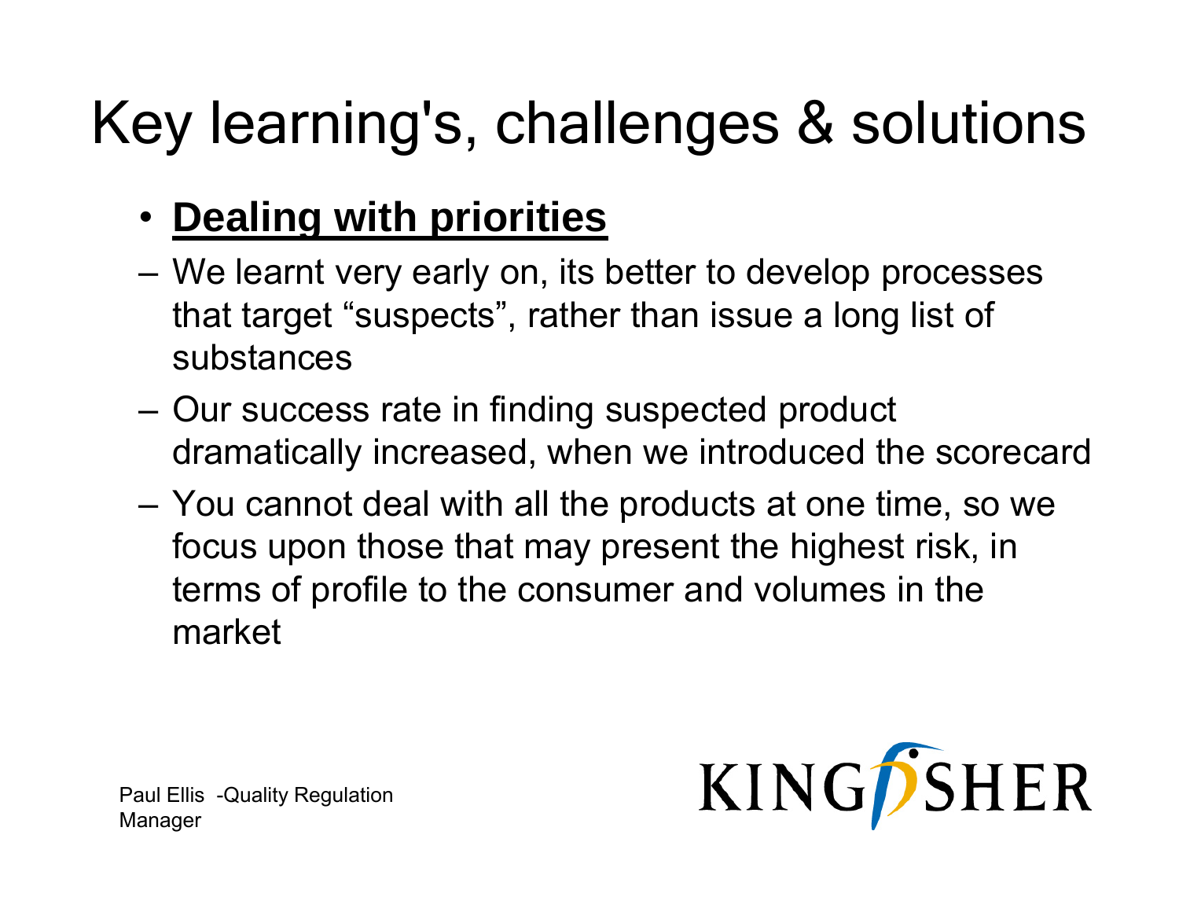# Key learning's, challenges & solutions

- **Dealing with priorities**
  - We learnt very early on, its better to develop processes that target "suspects", rather than issue a long list of substances
  - Our success rate in finding suspected product dramatically increased, when we introduced the scorecard
  - You cannot deal with all the products at one time, so we focus upon those that may present the highest risk, in terms of profile to the consumer and volumes in the market

Paul Ellis -Quality Regulation Manager

KINGFISHER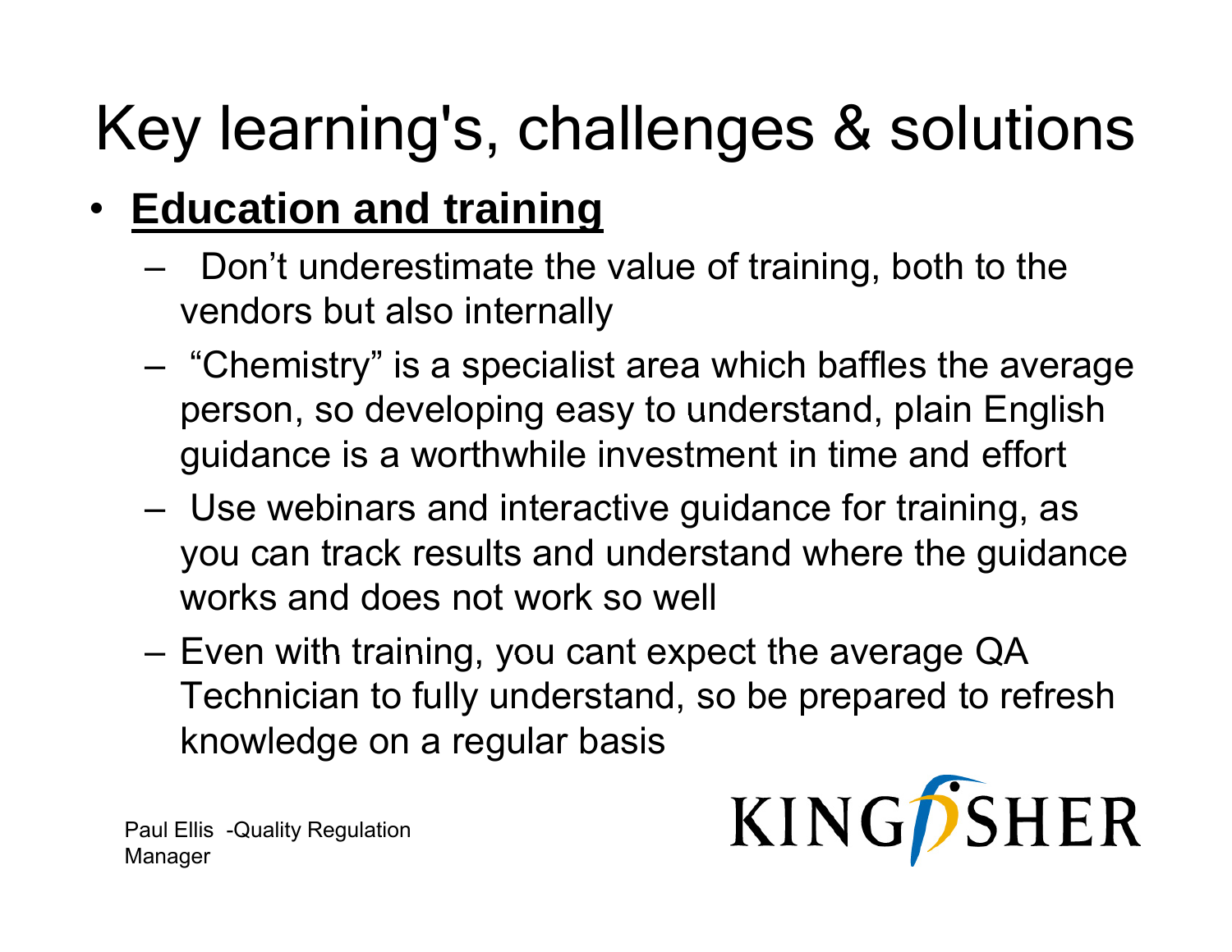# Key learning's, challenges & solutions

- **Education and training**
  - Don't underestimate the value of training, both to the vendors but also internally
  - "Chemistry" is a specialist area which baffles the average person, so developing easy to understand, plain English guidance is a worthwhile investment in time and effort
  - Use webinars and interactive guidance for training, as you can track results and understand where the guidance works and does not work so well
  - Even with training, you cant expect the average QA Technician to fully understand, so be prepared to refresh knowledge on a regular basis

Paul Ellis -Quality Regulation Manager

KINGFISHER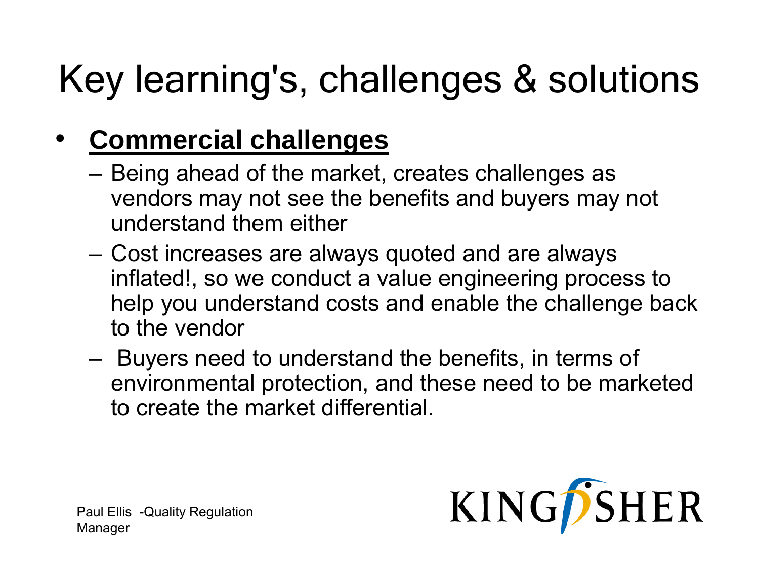# Key learning's, challenges & solutions

- **Commercial challenges**
  - Being ahead of the market, creates challenges as vendors may not see the benefits and buyers may not understand them either
  - Cost increases are always quoted and are always inflated!, so we conduct a value engineering process to help you understand costs and enable the challenge back to the vendor
  - Buyers need to understand the benefits, in terms of environmental protection, and these need to be marketed to create the market differential.

Paul Ellis -Quality Regulation Manager

KINGFISHER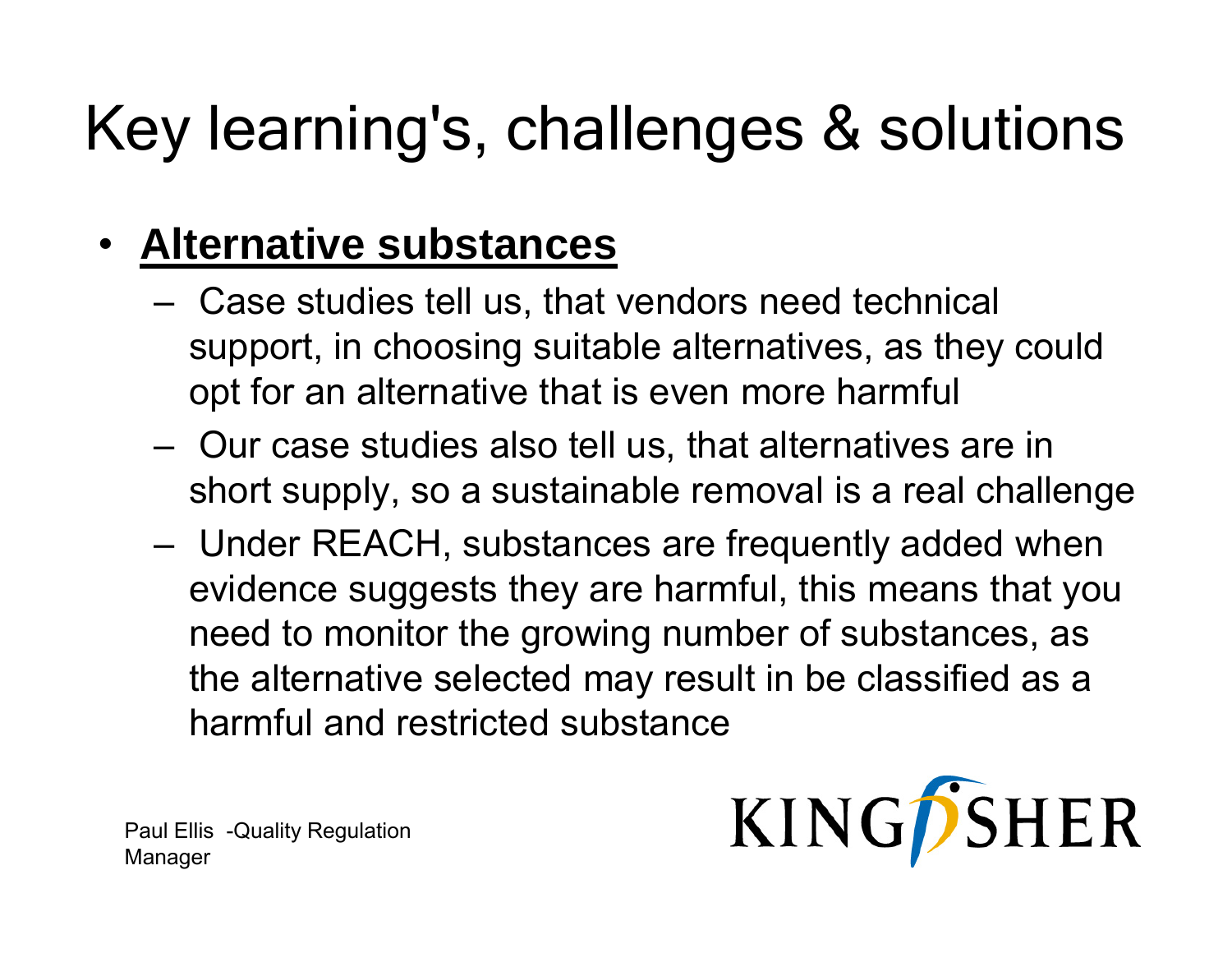# Key learning's, challenges & solutions

- **Alternative substances**
  - Case studies tell us, that vendors need technical support, in choosing suitable alternatives, as they could opt for an alternative that is even more harmful
  - Our case studies also tell us, that alternatives are in short supply, so a sustainable removal is a real challenge
  - Under REACH, substances are frequently added when evidence suggests they are harmful, this means that you need to monitor the growing number of substances, as the alternative selected may result in be classified as a harmful and restricted substance

Paul Ellis -Quality Regulation Manager

KINGFISHER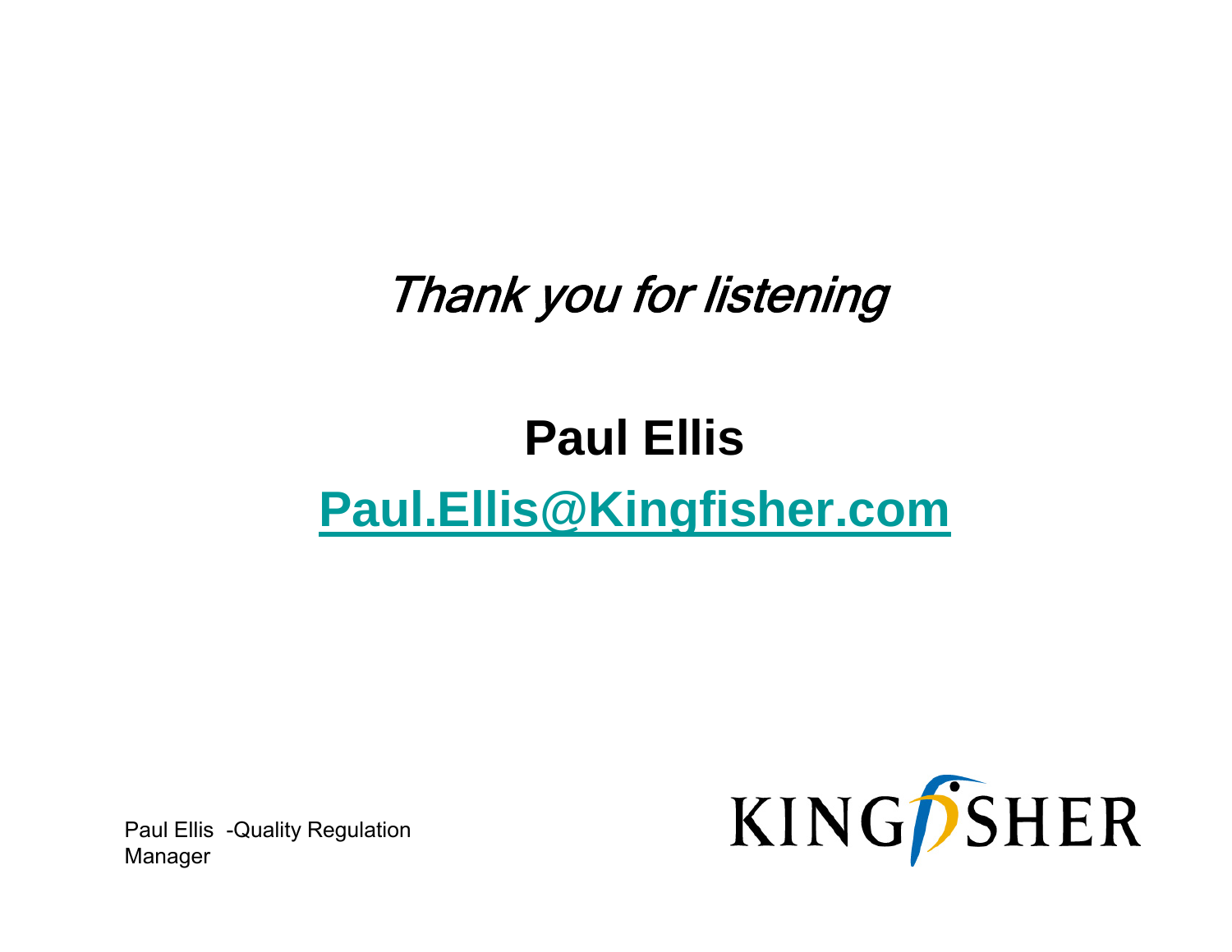*Thank you for listening*

**Paul Ellis**

**Paul.Ellis@Kingfisher.com**

Paul Ellis -Quality Regulation Manager

KINGFISHER